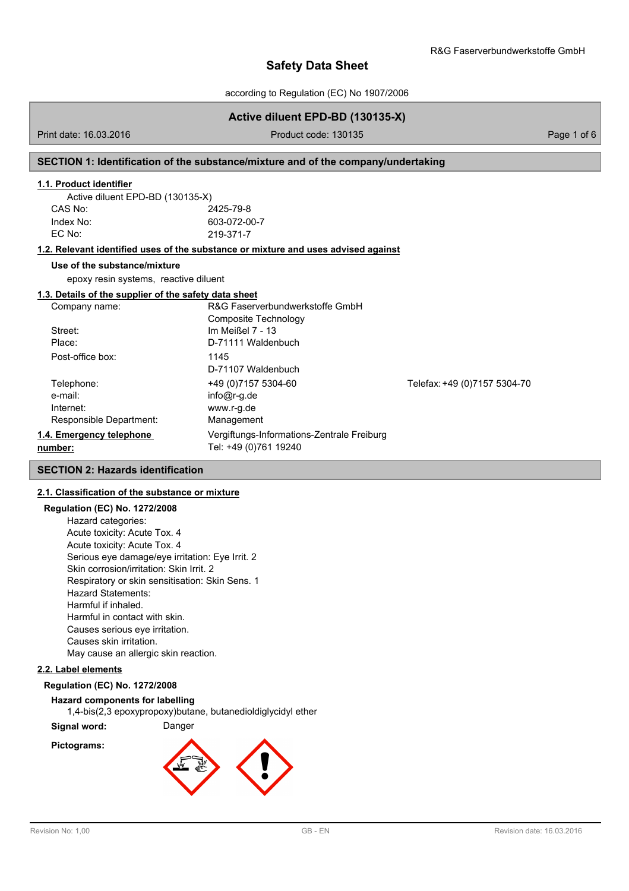# Safety Data Sheet

according to Regulation (EC) No 1907/2006

## Active diluent EPD-BD (130135-X)

Print date: 16.03.2016 | Product code: 130135

## SECTION 1: Identification of the substance/mixture and of the company/undertaking

### 1.1. Product identifier

Active diluent EPD-BD (130135-X)

| | |
|---|---|
| CAS No: | 2425-79-8 |
| Index No: | 603-072-00-7 |
| EC No: | 219-371-7 |

### 1.2. Relevant identified uses of the substance or mixture and uses advised against

**Use of the substance/mixture**

epoxy resin systems, reactive diluent

### 1.3. Details of the supplier of the safety data sheet

| | | |
|---|---|---|
| Company name: | R&G Faserverbundwerkstoffe GmbH<br>Composite Technology | |
| Street: | Im Meißel 7 - 13 | |
| Place: | D-71111 Waldenbuch | |
| Post-office box: | 1145<br>D-71107 Waldenbuch | |
| Telephone: | +49 (0)7157 5304-60 | Telefax: +49 (0)7157 5304-70 |
| e-mail: | info@r-g.de | |
| Internet: | www.r-g.de | |
| Responsible Department: | Management | |

### 1.4. Emergency telephone number:

Vergiftungs-Informations-Zentrale Freiburg
Tel: +49 (0)761 19240

## SECTION 2: Hazards identification

### 2.1. Classification of the substance or mixture

**Regulation (EC) No. 1272/2008**

Hazard categories:
Acute toxicity: Acute Tox. 4
Acute toxicity: Acute Tox. 4
Serious eye damage/eye irritation: Eye Irrit. 2
Skin corrosion/irritation: Skin Irrit. 2
Respiratory or skin sensitisation: Skin Sens. 1
Hazard Statements:
Harmful if inhaled.
Harmful in contact with skin.
Causes serious eye irritation.
Causes skin irritation.
May cause an allergic skin reaction.

### 2.2. Label elements

**Regulation (EC) No. 1272/2008**

**Hazard components for labelling**

1,4-bis(2,3 epoxypropoxy)butane, butanedioldiglycidyl ether

**Signal word:** Danger

**Pictograms:**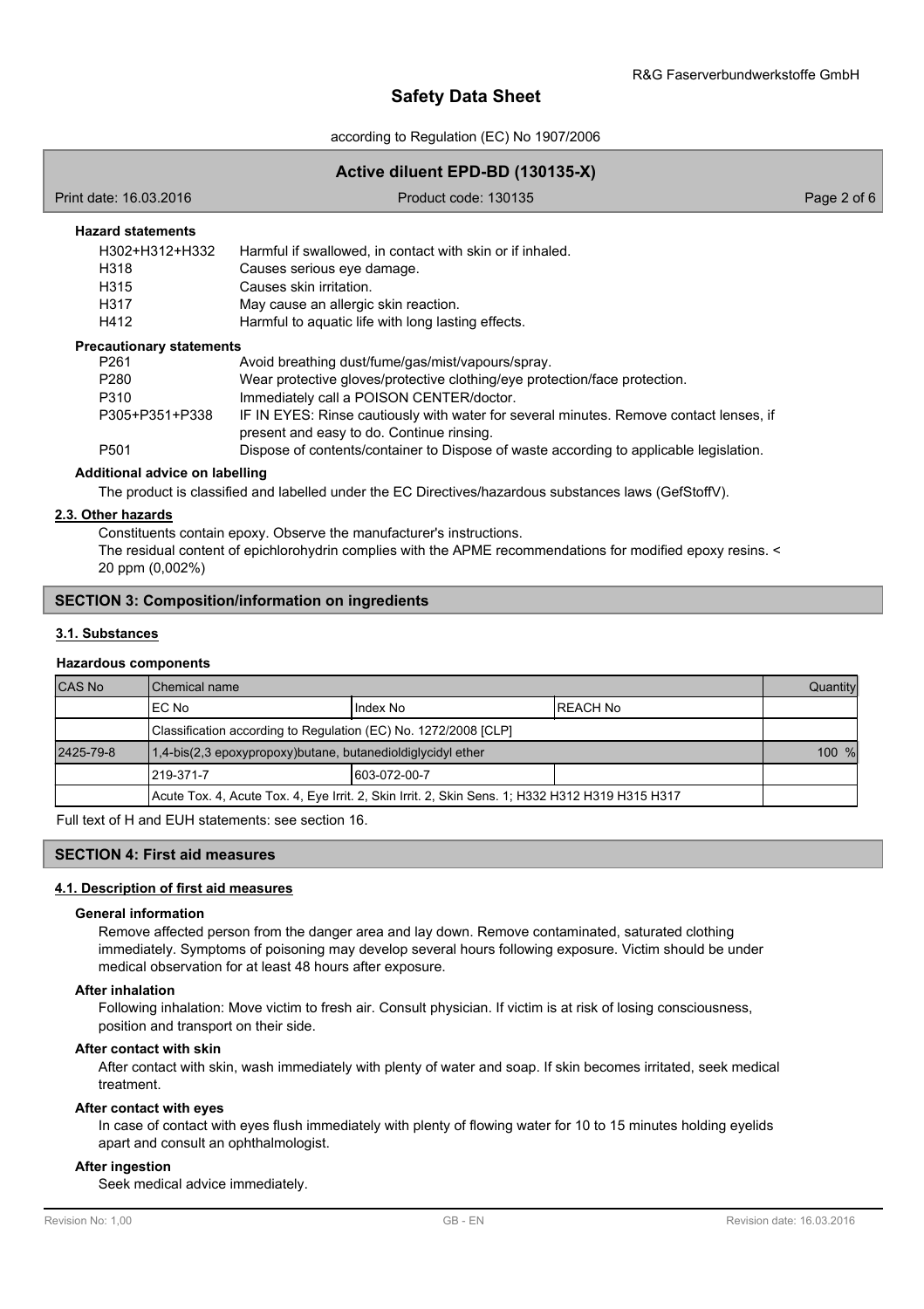**Hazard statements**

| | |
|---|---|
| H302+H312+H332 | Harmful if swallowed, in contact with skin or if inhaled. |
| H318 | Causes serious eye damage. |
| H315 | Causes skin irritation. |
| H317 | May cause an allergic skin reaction. |
| H412 | Harmful to aquatic life with long lasting effects. |

**Precautionary statements**

| | |
|---|---|
| P261 | Avoid breathing dust/fume/gas/mist/vapours/spray. |
| P280 | Wear protective gloves/protective clothing/eye protection/face protection. |
| P310 | Immediately call a POISON CENTER/doctor. |
| P305+P351+P338 | IF IN EYES: Rinse cautiously with water for several minutes. Remove contact lenses, if present and easy to do. Continue rinsing. |
| P501 | Dispose of contents/container to Dispose of waste according to applicable legislation. |

**Additional advice on labelling**

The product is classified and labelled under the EC Directives/hazardous substances laws (GefStoffV).

### 2.3. Other hazards

Constituents contain epoxy. Observe the manufacturer's instructions.
The residual content of epichlorohydrin complies with the APME recommendations for modified epoxy resins. < 20 ppm (0,002%)

## SECTION 3: Composition/information on ingredients

### 3.1. Substances

**Hazardous components**

| CAS No | Chemical name | | | Quantity |
|---|---|---|---|---|
| | EC No | Index No | REACH No | |
| | Classification according to Regulation (EC) No. 1272/2008 [CLP] | | | |
| 2425-79-8 | 1,4-bis(2,3 epoxypropoxy)butane, butanedioldiglycidyl ether | | | 100 % |
| | 219-371-7 | 603-072-00-7 | | |
| | Acute Tox. 4, Acute Tox. 4, Eye Irrit. 2, Skin Irrit. 2, Skin Sens. 1; H332 H312 H319 H315 H317 | | | |

Full text of H and EUH statements: see section 16.

## SECTION 4: First aid measures

### 4.1. Description of first aid measures

**General information**

Remove affected person from the danger area and lay down. Remove contaminated, saturated clothing immediately. Symptoms of poisoning may develop several hours following exposure. Victim should be under medical observation for at least 48 hours after exposure.

**After inhalation**

Following inhalation: Move victim to fresh air. Consult physician. If victim is at risk of losing consciousness, position and transport on their side.

**After contact with skin**

After contact with skin, wash immediately with plenty of water and soap. If skin becomes irritated, seek medical treatment.

**After contact with eyes**

In case of contact with eyes flush immediately with plenty of flowing water for 10 to 15 minutes holding eyelids apart and consult an ophthalmologist.

**After ingestion**

Seek medical advice immediately.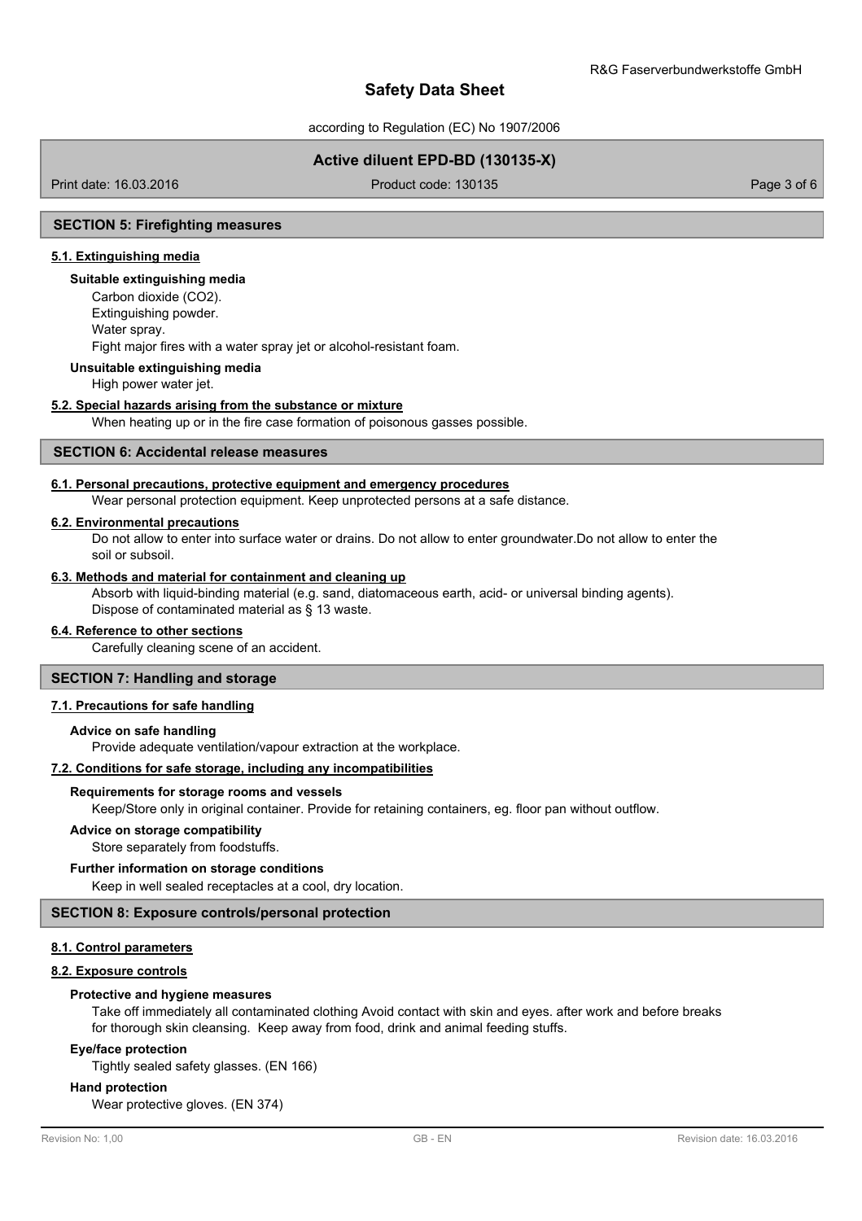## SECTION 5: Firefighting measures

### 5.1. Extinguishing media

**Suitable extinguishing media**

Carbon dioxide ($CO_2$).
Extinguishing powder.
Water spray.
Fight major fires with a water spray jet or alcohol-resistant foam.

**Unsuitable extinguishing media**

High power water jet.

### 5.2. Special hazards arising from the substance or mixture

When heating up or in the fire case formation of poisonous gasses possible.

## SECTION 6: Accidental release measures

### 6.1. Personal precautions, protective equipment and emergency procedures

Wear personal protection equipment. Keep unprotected persons at a safe distance.

### 6.2. Environmental precautions

Do not allow to enter into surface water or drains. Do not allow to enter groundwater.Do not allow to enter the soil or subsoil.

### 6.3. Methods and material for containment and cleaning up

Absorb with liquid-binding material (e.g. sand, diatomaceous earth, acid- or universal binding agents).
Dispose of contaminated material as § 13 waste.

### 6.4. Reference to other sections

Carefully cleaning scene of an accident.

## SECTION 7: Handling and storage

### 7.1. Precautions for safe handling

**Advice on safe handling**

Provide adequate ventilation/vapour extraction at the workplace.

### 7.2. Conditions for safe storage, including any incompatibilities

**Requirements for storage rooms and vessels**

Keep/Store only in original container. Provide for retaining containers, eg. floor pan without outflow.

**Advice on storage compatibility**

Store separately from foodstuffs.

**Further information on storage conditions**

Keep in well sealed receptacles at a cool, dry location.

## SECTION 8: Exposure controls/personal protection

### 8.1. Control parameters

### 8.2. Exposure controls

**Protective and hygiene measures**

Take off immediately all contaminated clothing Avoid contact with skin and eyes. after work and before breaks for thorough skin cleansing. Keep away from food, drink and animal feeding stuffs.

**Eye/face protection**

Tightly sealed safety glasses. (EN 166)

**Hand protection**

Wear protective gloves. (EN 374)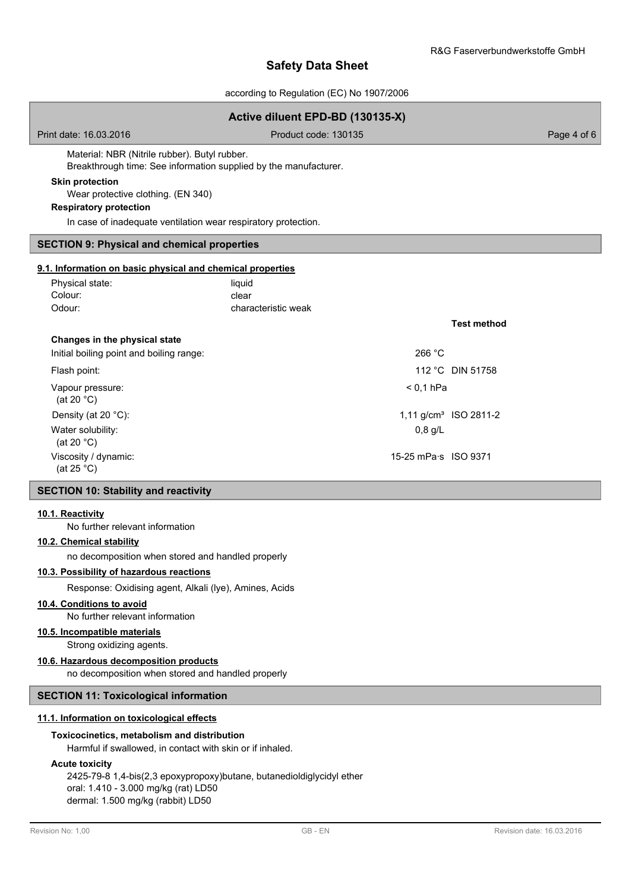Material: NBR (Nitrile rubber). Butyl rubber.
Breakthrough time: See information supplied by the manufacturer.

**Skin protection**

Wear protective clothing. (EN 340)

**Respiratory protection**

In case of inadequate ventilation wear respiratory protection.

## SECTION 9: Physical and chemical properties

### 9.1. Information on basic physical and chemical properties

| | |
|---|---|
| Physical state: | liquid |
| Colour: | clear |
| Odour: | characteristic weak |

| | | Test method |
|---|---|---|
| **Changes in the physical state** | | |
| Initial boiling point and boiling range: | 266 °C | |
| Flash point: | 112 °C | DIN 51758 |
| Vapour pressure: (at 20 °C) | < 0,1 hPa | |
| Density (at 20 °C): | 1,11 g/cm³ | ISO 2811-2 |
| Water solubility: (at 20 °C) | 0,8 g/L | |
| Viscosity / dynamic: (at 25 °C) | 15-25 mPa·s | ISO 9371 |

## SECTION 10: Stability and reactivity

### 10.1. Reactivity

No further relevant information

### 10.2. Chemical stability

no decomposition when stored and handled properly

### 10.3. Possibility of hazardous reactions

Response: Oxidising agent, Alkali (lye), Amines, Acids

### 10.4. Conditions to avoid

No further relevant information

### 10.5. Incompatible materials

Strong oxidizing agents.

### 10.6. Hazardous decomposition products

no decomposition when stored and handled properly

## SECTION 11: Toxicological information

### 11.1. Information on toxicological effects

**Toxicocinetics, metabolism and distribution**

Harmful if swallowed, in contact with skin or if inhaled.

**Acute toxicity**

2425-79-8 1,4-bis(2,3 epoxypropoxy)butane, butanedioldiglycidyl ether
oral: 1.410 - 3.000 mg/kg (rat) LD50
dermal: 1.500 mg/kg (rabbit) LD50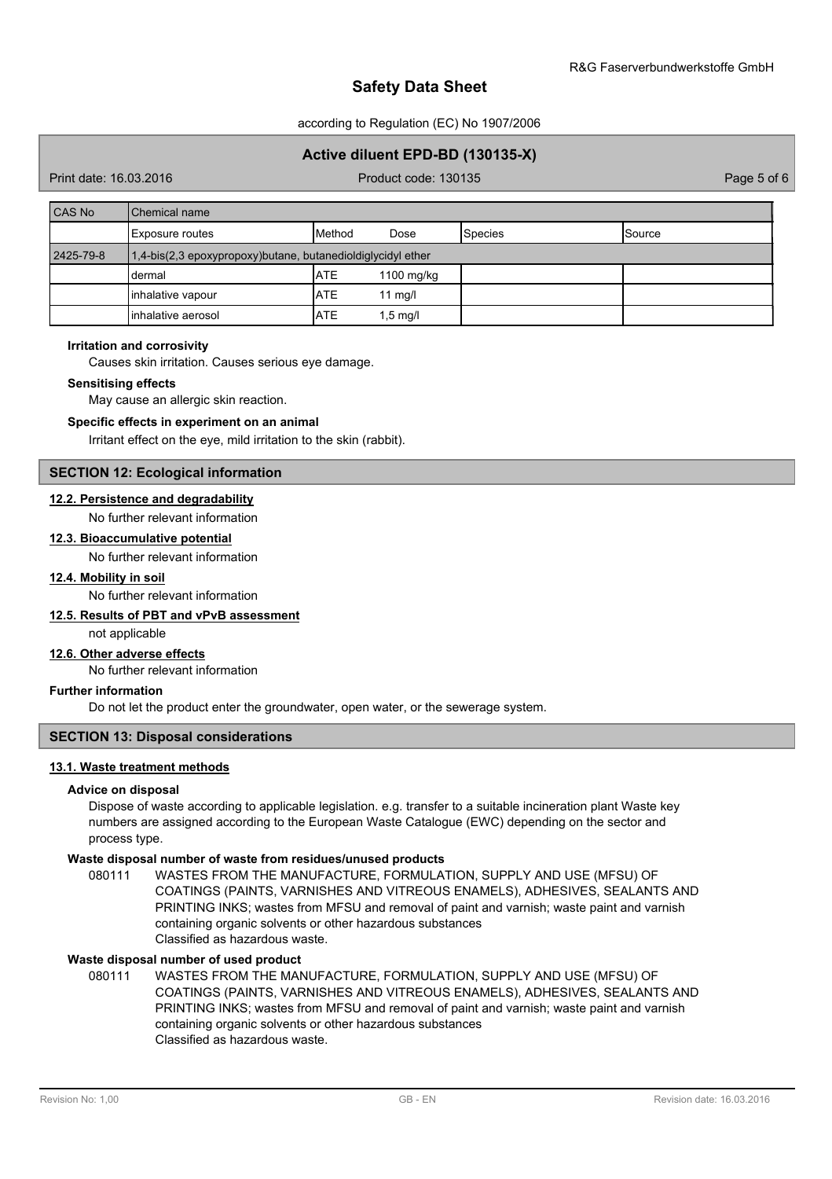| CAS No | Chemical name | | | | |
|---|---|---|---|---|---|
| | Exposure routes | Method | Dose | Species | Source |
| 2425-79-8 | 1,4-bis(2,3 epoxypropoxy)butane, butanedioldiglycidyl ether | | | | |
| | dermal | ATE | 1100 mg/kg | | |
| | inhalative vapour | ATE | 11 mg/l | | |
| | inhalative aerosol | ATE | 1,5 mg/l | | |

**Irritation and corrosivity**

Causes skin irritation. Causes serious eye damage.

**Sensitising effects**

May cause an allergic skin reaction.

**Specific effects in experiment on an animal**

Irritant effect on the eye, mild irritation to the skin (rabbit).

## SECTION 12: Ecological information

### 12.2. Persistence and degradability

No further relevant information

### 12.3. Bioaccumulative potential

No further relevant information

### 12.4. Mobility in soil

No further relevant information

### 12.5. Results of PBT and vPvB assessment

not applicable

### 12.6. Other adverse effects

No further relevant information

**Further information**

Do not let the product enter the groundwater, open water, or the sewerage system.

## SECTION 13: Disposal considerations

### 13.1. Waste treatment methods

**Advice on disposal**

Dispose of waste according to applicable legislation. e.g. transfer to a suitable incineration plant Waste key numbers are assigned according to the European Waste Catalogue (EWC) depending on the sector and process type.

**Waste disposal number of waste from residues/unused products**

080111 WASTES FROM THE MANUFACTURE, FORMULATION, SUPPLY AND USE (MFSU) OF COATINGS (PAINTS, VARNISHES AND VITREOUS ENAMELS), ADHESIVES, SEALANTS AND PRINTING INKS; wastes from MFSU and removal of paint and varnish; waste paint and varnish containing organic solvents or other hazardous substances
Classified as hazardous waste.

**Waste disposal number of used product**

080111 WASTES FROM THE MANUFACTURE, FORMULATION, SUPPLY AND USE (MFSU) OF COATINGS (PAINTS, VARNISHES AND VITREOUS ENAMELS), ADHESIVES, SEALANTS AND PRINTING INKS; wastes from MFSU and removal of paint and varnish; waste paint and varnish containing organic solvents or other hazardous substances
Classified as hazardous waste.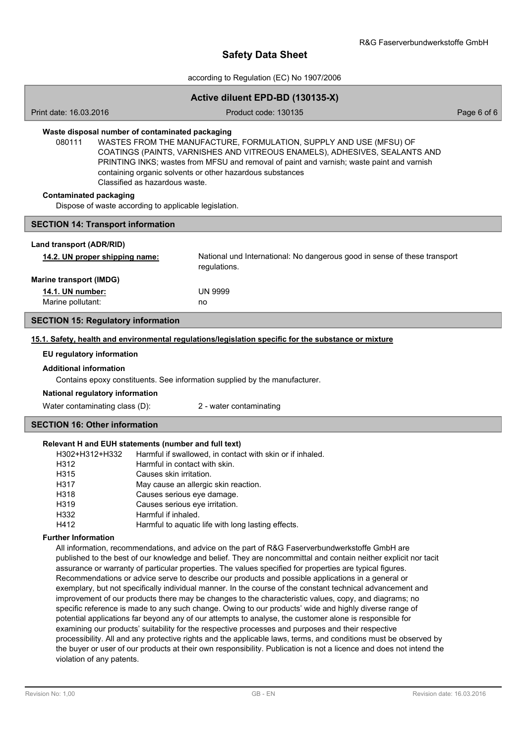#### Waste disposal number of contaminated packaging

080111 WASTES FROM THE MANUFACTURE, FORMULATION, SUPPLY AND USE (MFSU) OF COATINGS (PAINTS, VARNISHES AND VITREOUS ENAMELS), ADHESIVES, SEALANTS AND PRINTING INKS; wastes from MFSU and removal of paint and varnish; waste paint and varnish containing organic solvents or other hazardous substances
Classified as hazardous waste.

#### Contaminated packaging

Dispose of waste according to applicable legislation.

## SECTION 14: Transport information

**Land transport (ADR/RID)**

| | |
|---|---|
| **14.2. UN proper shipping name:** | National und International: No dangerous good in sense of these transport regulations. |

**Marine transport (IMDG)**

| | |
|---|---|
| **14.1. UN number:** | UN 9999 |
| Marine pollutant: | no |

## SECTION 15: Regulatory information

### 15.1. Safety, health and environmental regulations/legislation specific for the substance or mixture

#### EU regulatory information

#### Additional information

Contains epoxy constituents. See information supplied by the manufacturer.

#### National regulatory information

Water contaminating class (D): 2 - water contaminating

## SECTION 16: Other information

#### Relevant H and EUH statements (number and full text)

| | |
|---|---|
| H302+H312+H332 | Harmful if swallowed, in contact with skin or if inhaled. |
| H312 | Harmful in contact with skin. |
| H315 | Causes skin irritation. |
| H317 | May cause an allergic skin reaction. |
| H318 | Causes serious eye damage. |
| H319 | Causes serious eye irritation. |
| H332 | Harmful if inhaled. |
| H412 | Harmful to aquatic life with long lasting effects. |

#### Further Information

All information, recommendations, and advice on the part of R&G Faserverbundwerkstoffe GmbH are published to the best of our knowledge and belief. They are noncommittal and contain neither explicit nor tacit assurance or warranty of particular properties. The values specified for properties are typical figures. Recommendations or advice serve to describe our products and possible applications in a general or exemplary, but not specifically individual manner. In the course of the constant technical advancement and improvement of our products there may be changes to the characteristic values, copy, and diagrams; no specific reference is made to any such change. Owing to our products' wide and highly diverse range of potential applications far beyond any of our attempts to analyse, the customer alone is responsible for examining our products' suitability for the respective processes and purposes and their respective processibility. All and any protective rights and the applicable laws, terms, and conditions must be observed by the buyer or user of our products at their own responsibility. Publication is not a licence and does not intend the violation of any patents.